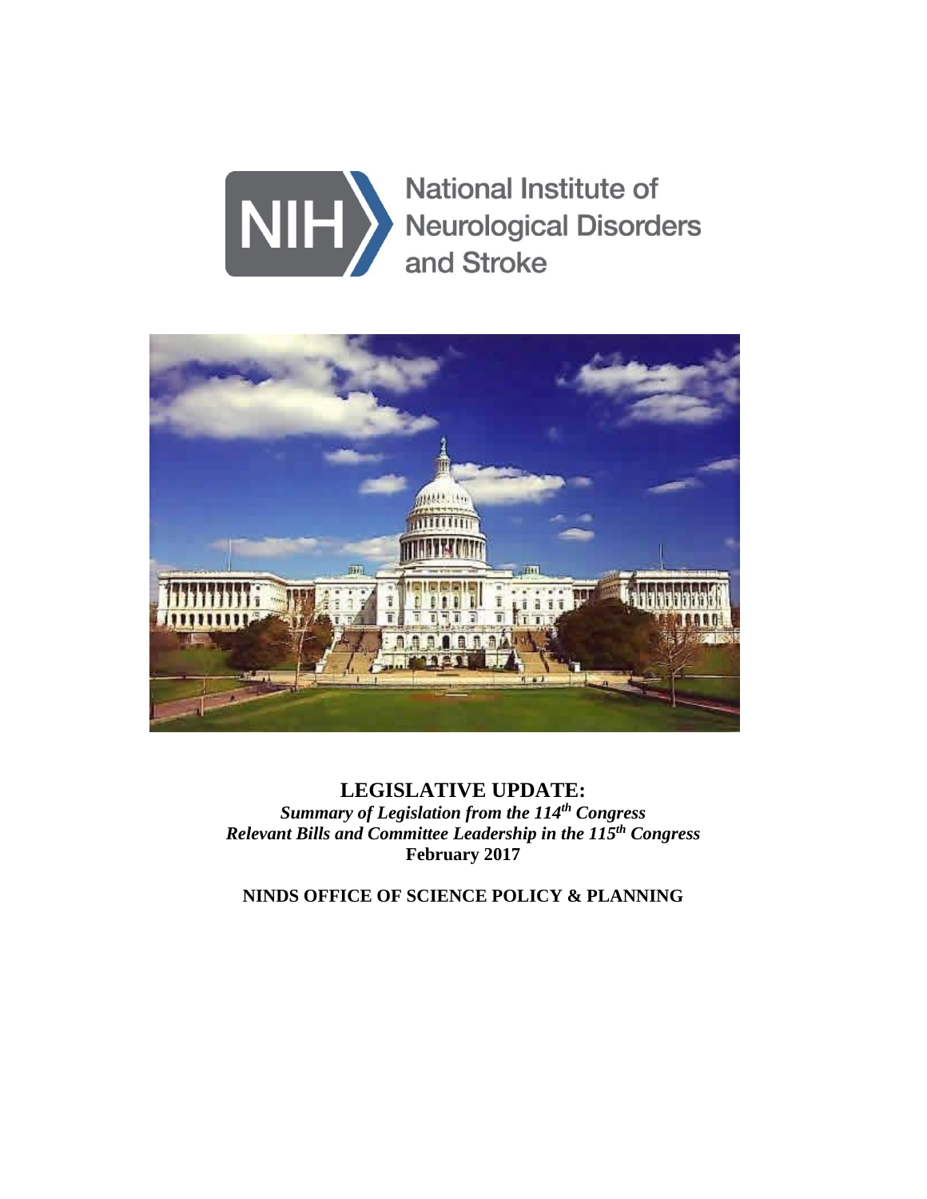National Institute of Neurological Disorders and Stroke

# LEGISLATIVE UPDATE:

***Summary of Legislation from the 114th Congress***

***Relevant Bills and Committee Leadership in the 115th Congress***

**February 2017**

**NINDS OFFICE OF SCIENCE POLICY & PLANNING**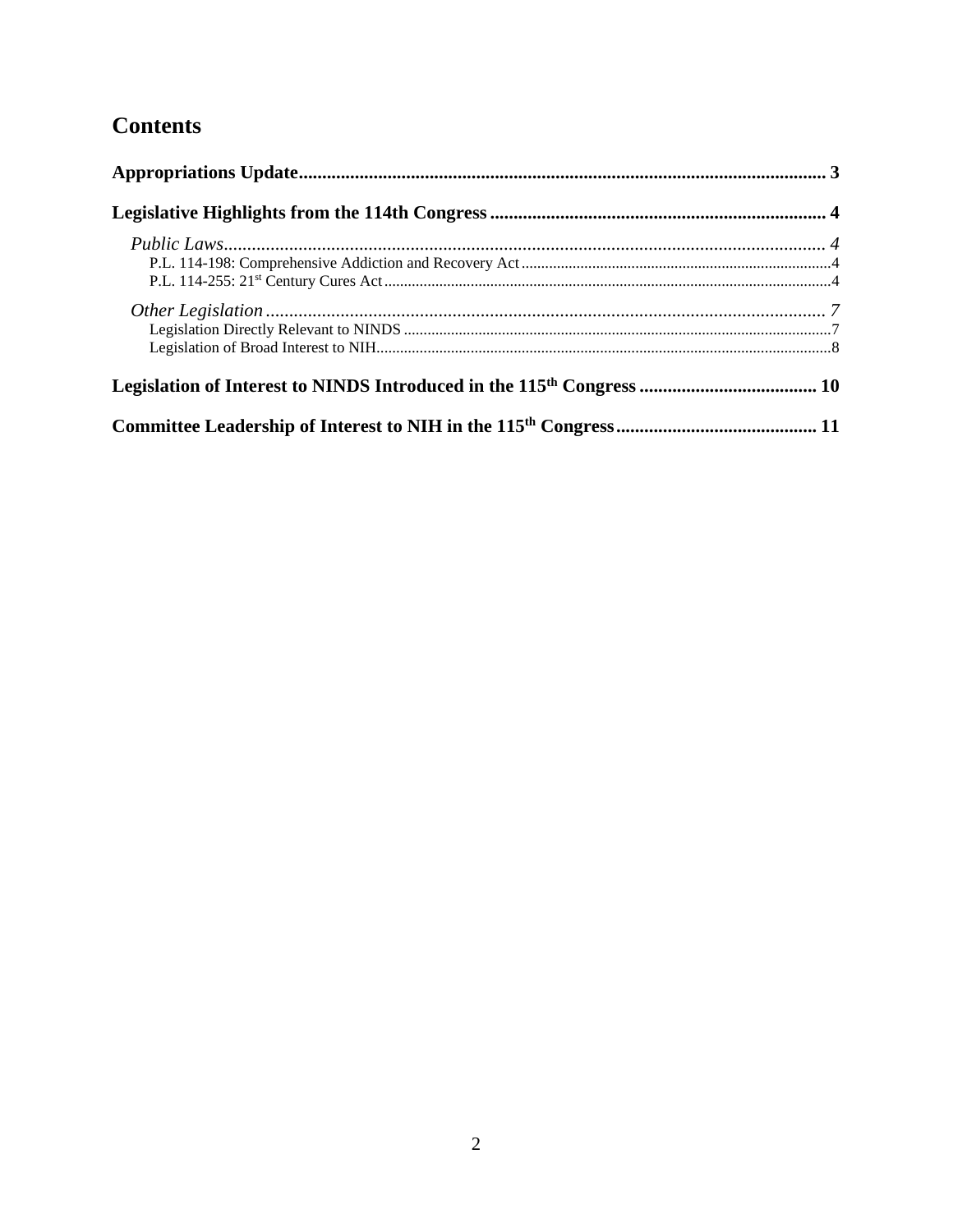# Contents

**Appropriations Update** ........................................................................................................ 3

**Legislative Highlights from the 114th Congress** ........................................................................ 4

*Public Laws* ........................................................................................................................ 4

P.L. 114-198: Comprehensive Addiction and Recovery Act ............................................................... 4

P.L. 114-255: 21st Century Cures Act ................................................................................................ 4

*Other Legislation* ................................................................................................................. 7

Legislation Directly Relevant to NINDS .............................................................................................. 7

Legislation of Broad Interest to NIH .................................................................................................... 8

**Legislation of Interest to NINDS Introduced in the 115th Congress** ......................................... 10

**Committee Leadership of Interest to NIH in the 115th Congress** ............................................. 11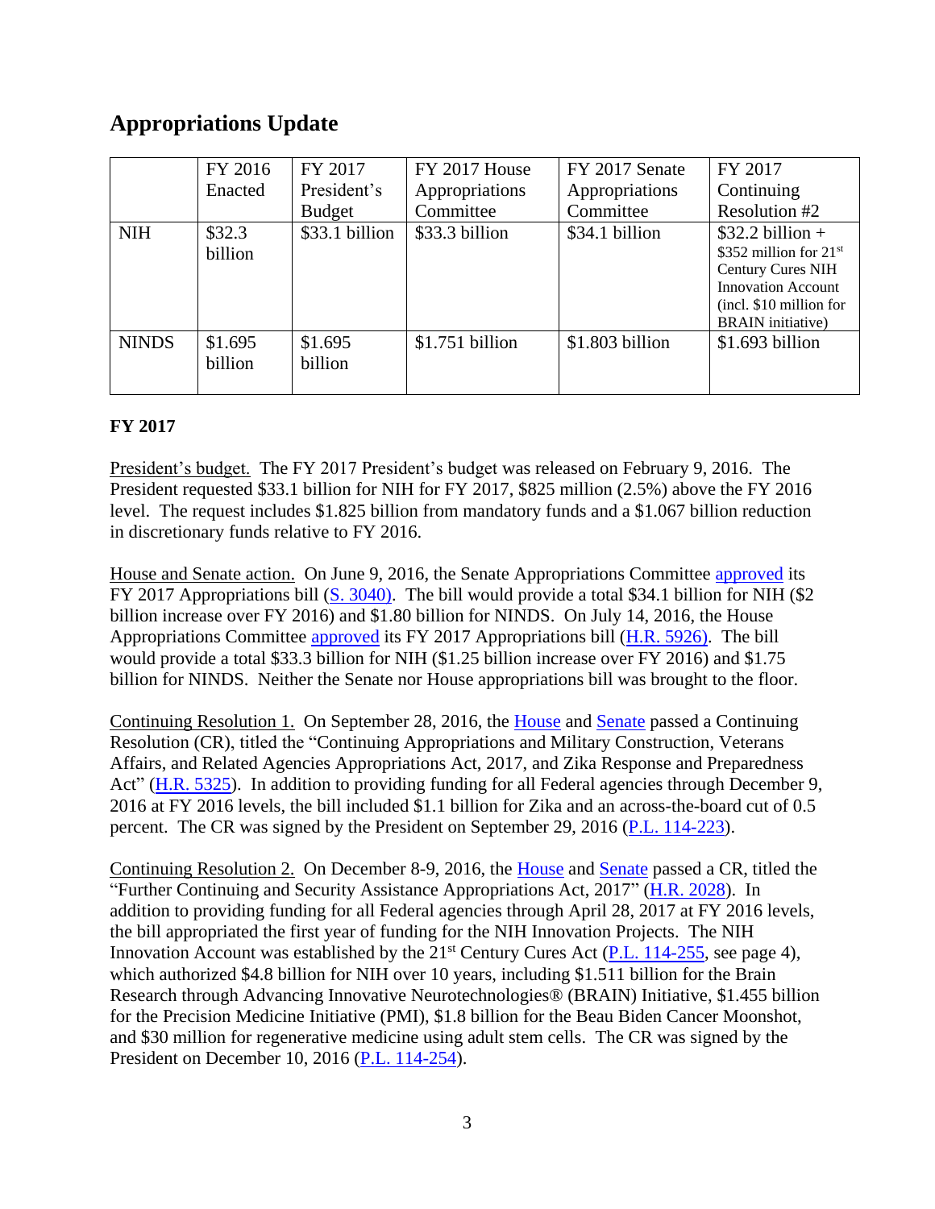## Appropriations Update

| | FY 2016 Enacted | FY 2017 President's Budget | FY 2017 House Appropriations Committee | FY 2017 Senate Appropriations Committee | FY 2017 Continuing Resolution #2 |
|---|---|---|---|---|---|
| NIH | $32.3 billion | $33.1 billion | $33.3 billion | $34.1 billion | $32.2 billion + $352 million for 21st Century Cures NIH Innovation Account (incl. $10 million for BRAIN initiative) |
| NINDS | $1.695 billion | $1.695 billion | $1.751 billion | $1.803 billion | $1.693 billion |

**FY 2017**

President's budget. The FY 2017 President's budget was released on February 9, 2016. The President requested $33.1 billion for NIH for FY 2017, $825 million (2.5%) above the FY 2016 level. The request includes $1.825 billion from mandatory funds and a $1.067 billion reduction in discretionary funds relative to FY 2016.

House and Senate action. On June 9, 2016, the Senate Appropriations Committee approved its FY 2017 Appropriations bill (S. 3040). The bill would provide a total $34.1 billion for NIH ($2 billion increase over FY 2016) and $1.80 billion for NINDS. On July 14, 2016, the House Appropriations Committee approved its FY 2017 Appropriations bill (H.R. 5926). The bill would provide a total $33.3 billion for NIH ($1.25 billion increase over FY 2016) and $1.75 billion for NINDS. Neither the Senate nor House appropriations bill was brought to the floor.

Continuing Resolution 1. On September 28, 2016, the House and Senate passed a Continuing Resolution (CR), titled the "Continuing Appropriations and Military Construction, Veterans Affairs, and Related Agencies Appropriations Act, 2017, and Zika Response and Preparedness Act" (H.R. 5325). In addition to providing funding for all Federal agencies through December 9, 2016 at FY 2016 levels, the bill included $1.1 billion for Zika and an across-the-board cut of 0.5 percent. The CR was signed by the President on September 29, 2016 (P.L. 114-223).

Continuing Resolution 2. On December 8-9, 2016, the House and Senate passed a CR, titled the "Further Continuing and Security Assistance Appropriations Act, 2017" (H.R. 2028). In addition to providing funding for all Federal agencies through April 28, 2017 at FY 2016 levels, the bill appropriated the first year of funding for the NIH Innovation Projects. The NIH Innovation Account was established by the 21st Century Cures Act (P.L. 114-255, see page 4), which authorized $4.8 billion for NIH over 10 years, including $1.511 billion for the Brain Research through Advancing Innovative Neurotechnologies® (BRAIN) Initiative, $1.455 billion for the Precision Medicine Initiative (PMI), $1.8 billion for the Beau Biden Cancer Moonshot, and $30 million for regenerative medicine using adult stem cells. The CR was signed by the President on December 10, 2016 (P.L. 114-254).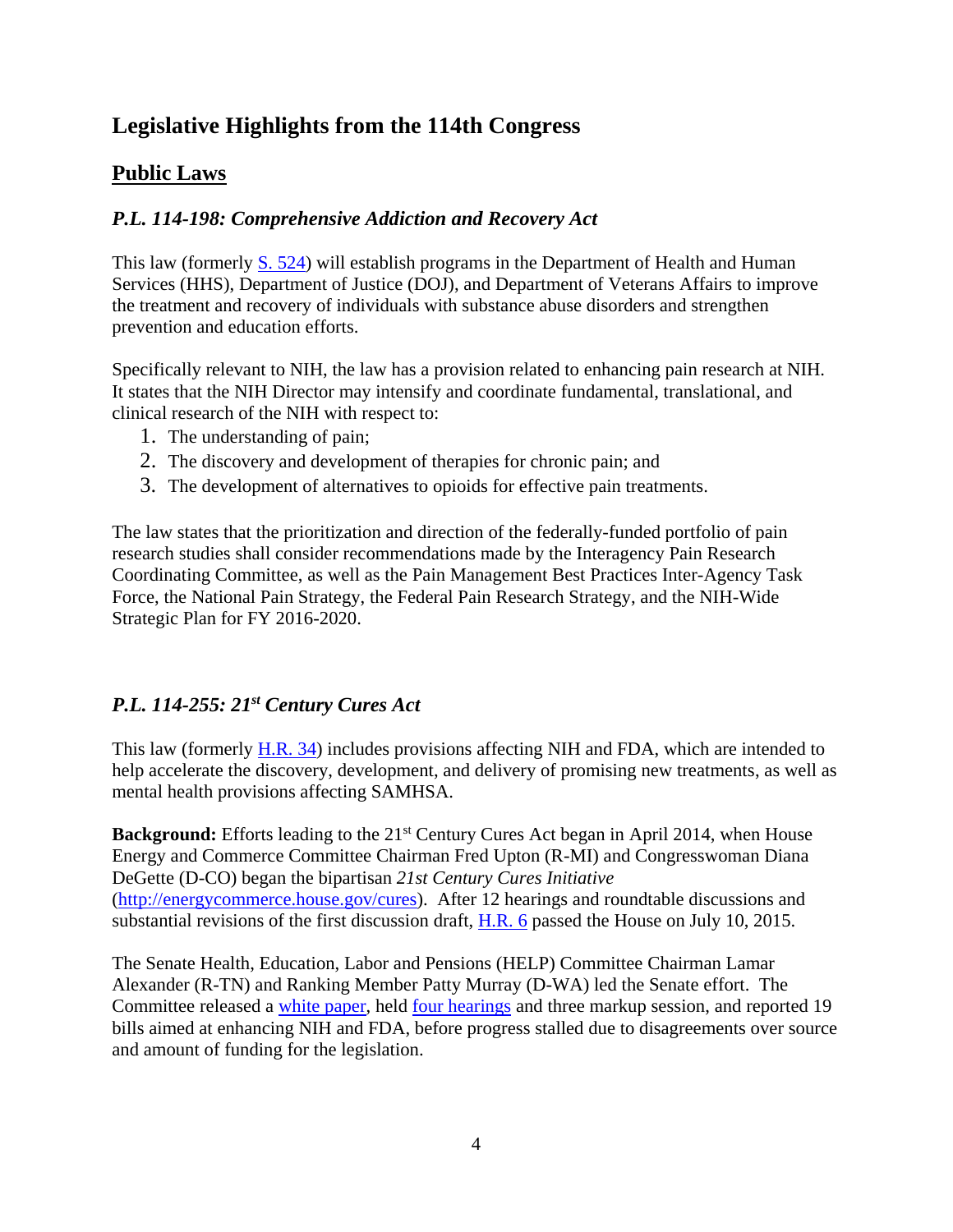# Legislative Highlights from the 114th Congress

## Public Laws

### *P.L. 114-198: Comprehensive Addiction and Recovery Act*

This law (formerly S. 524) will establish programs in the Department of Health and Human Services (HHS), Department of Justice (DOJ), and Department of Veterans Affairs to improve the treatment and recovery of individuals with substance abuse disorders and strengthen prevention and education efforts.

Specifically relevant to NIH, the law has a provision related to enhancing pain research at NIH. It states that the NIH Director may intensify and coordinate fundamental, translational, and clinical research of the NIH with respect to:

1. The understanding of pain;
2. The discovery and development of therapies for chronic pain; and
3. The development of alternatives to opioids for effective pain treatments.

The law states that the prioritization and direction of the federally-funded portfolio of pain research studies shall consider recommendations made by the Interagency Pain Research Coordinating Committee, as well as the Pain Management Best Practices Inter-Agency Task Force, the National Pain Strategy, the Federal Pain Research Strategy, and the NIH-Wide Strategic Plan for FY 2016-2020.

### *P.L. 114-255: 21st Century Cures Act*

This law (formerly H.R. 34) includes provisions affecting NIH and FDA, which are intended to help accelerate the discovery, development, and delivery of promising new treatments, as well as mental health provisions affecting SAMHSA.

**Background:** Efforts leading to the 21st Century Cures Act began in April 2014, when House Energy and Commerce Committee Chairman Fred Upton (R-MI) and Congresswoman Diana DeGette (D-CO) began the bipartisan *21st Century Cures Initiative* (http://energycommerce.house.gov/cures). After 12 hearings and roundtable discussions and substantial revisions of the first discussion draft, H.R. 6 passed the House on July 10, 2015.

The Senate Health, Education, Labor and Pensions (HELP) Committee Chairman Lamar Alexander (R-TN) and Ranking Member Patty Murray (D-WA) led the Senate effort. The Committee released a white paper, held four hearings and three markup session, and reported 19 bills aimed at enhancing NIH and FDA, before progress stalled due to disagreements over source and amount of funding for the legislation.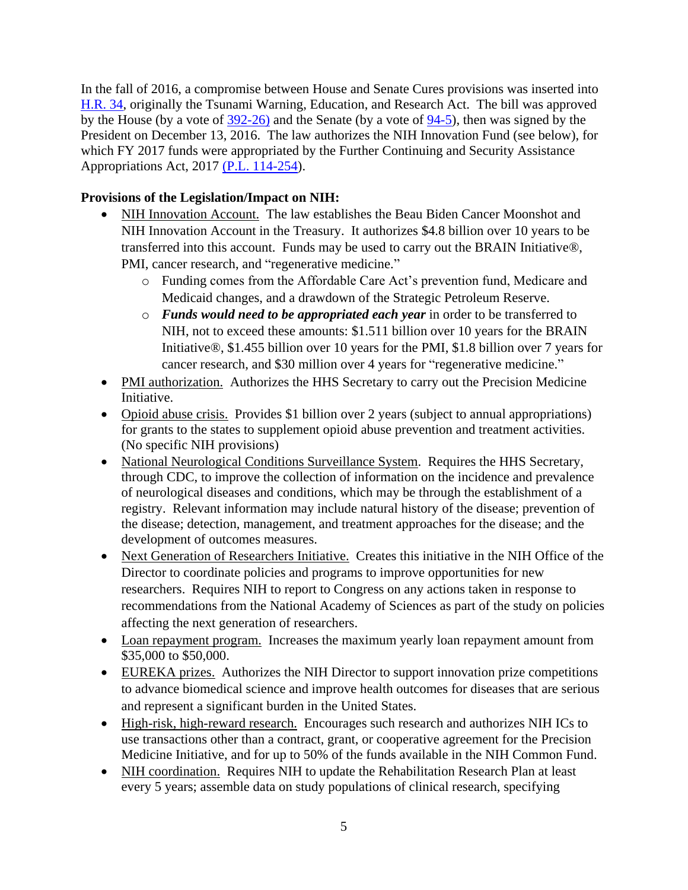In the fall of 2016, a compromise between House and Senate Cures provisions was inserted into H.R. 34, originally the Tsunami Warning, Education, and Research Act. The bill was approved by the House (by a vote of 392-26) and the Senate (by a vote of 94-5), then was signed by the President on December 13, 2016. The law authorizes the NIH Innovation Fund (see below), for which FY 2017 funds were appropriated by the Further Continuing and Security Assistance Appropriations Act, 2017 (P.L. 114-254).

**Provisions of the Legislation/Impact on NIH:**

- NIH Innovation Account. The law establishes the Beau Biden Cancer Moonshot and NIH Innovation Account in the Treasury. It authorizes \$4.8 billion over 10 years to be transferred into this account. Funds may be used to carry out the BRAIN Initiative®, PMI, cancer research, and "regenerative medicine."
  - Funding comes from the Affordable Care Act's prevention fund, Medicare and Medicaid changes, and a drawdown of the Strategic Petroleum Reserve.
  - ***Funds would need to be appropriated each year*** in order to be transferred to NIH, not to exceed these amounts: \$1.511 billion over 10 years for the BRAIN Initiative®, \$1.455 billion over 10 years for the PMI, \$1.8 billion over 7 years for cancer research, and \$30 million over 4 years for "regenerative medicine."
- PMI authorization. Authorizes the HHS Secretary to carry out the Precision Medicine Initiative.
- Opioid abuse crisis. Provides \$1 billion over 2 years (subject to annual appropriations) for grants to the states to supplement opioid abuse prevention and treatment activities. (No specific NIH provisions)
- National Neurological Conditions Surveillance System. Requires the HHS Secretary, through CDC, to improve the collection of information on the incidence and prevalence of neurological diseases and conditions, which may be through the establishment of a registry. Relevant information may include natural history of the disease; prevention of the disease; detection, management, and treatment approaches for the disease; and the development of outcomes measures.
- Next Generation of Researchers Initiative. Creates this initiative in the NIH Office of the Director to coordinate policies and programs to improve opportunities for new researchers. Requires NIH to report to Congress on any actions taken in response to recommendations from the National Academy of Sciences as part of the study on policies affecting the next generation of researchers.
- Loan repayment program. Increases the maximum yearly loan repayment amount from \$35,000 to \$50,000.
- EUREKA prizes. Authorizes the NIH Director to support innovation prize competitions to advance biomedical science and improve health outcomes for diseases that are serious and represent a significant burden in the United States.
- High-risk, high-reward research. Encourages such research and authorizes NIH ICs to use transactions other than a contract, grant, or cooperative agreement for the Precision Medicine Initiative, and for up to 50% of the funds available in the NIH Common Fund.
- NIH coordination. Requires NIH to update the Rehabilitation Research Plan at least every 5 years; assemble data on study populations of clinical research, specifying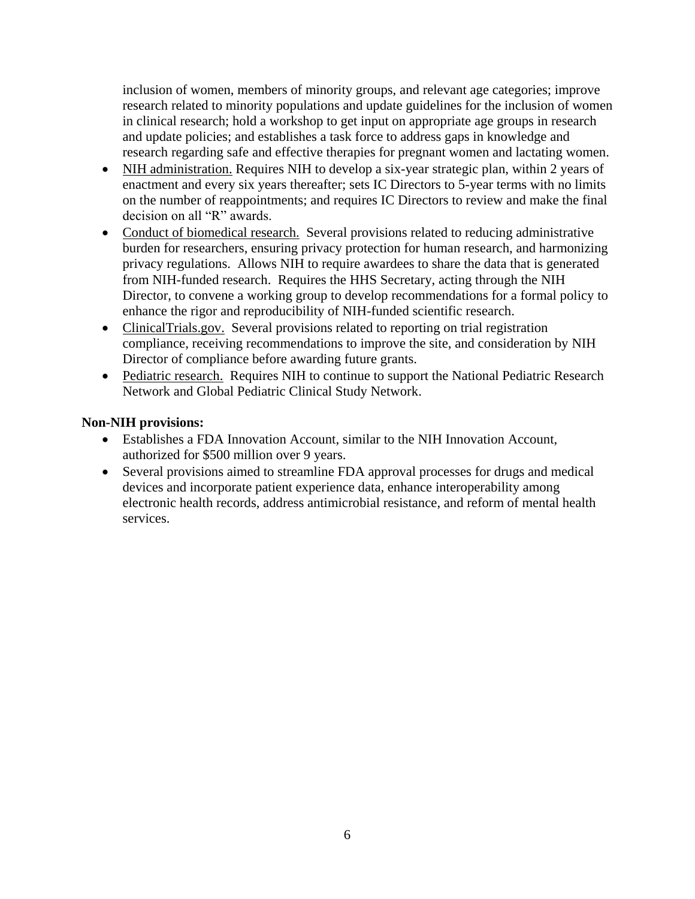inclusion of women, members of minority groups, and relevant age categories; improve research related to minority populations and update guidelines for the inclusion of women in clinical research; hold a workshop to get input on appropriate age groups in research and update policies; and establishes a task force to address gaps in knowledge and research regarding safe and effective therapies for pregnant women and lactating women.

- NIH administration. Requires NIH to develop a six-year strategic plan, within 2 years of enactment and every six years thereafter; sets IC Directors to 5-year terms with no limits on the number of reappointments; and requires IC Directors to review and make the final decision on all "R" awards.
- Conduct of biomedical research. Several provisions related to reducing administrative burden for researchers, ensuring privacy protection for human research, and harmonizing privacy regulations. Allows NIH to require awardees to share the data that is generated from NIH-funded research. Requires the HHS Secretary, acting through the NIH Director, to convene a working group to develop recommendations for a formal policy to enhance the rigor and reproducibility of NIH-funded scientific research.
- ClinicalTrials.gov. Several provisions related to reporting on trial registration compliance, receiving recommendations to improve the site, and consideration by NIH Director of compliance before awarding future grants.
- Pediatric research. Requires NIH to continue to support the National Pediatric Research Network and Global Pediatric Clinical Study Network.

**Non-NIH provisions:**

- Establishes a FDA Innovation Account, similar to the NIH Innovation Account, authorized for $500 million over 9 years.
- Several provisions aimed to streamline FDA approval processes for drugs and medical devices and incorporate patient experience data, enhance interoperability among electronic health records, address antimicrobial resistance, and reform of mental health services.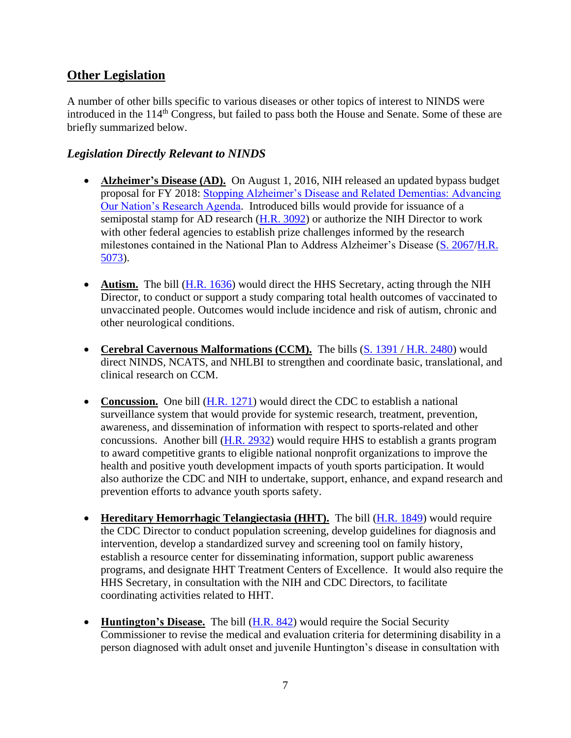## Other Legislation

A number of other bills specific to various diseases or other topics of interest to NINDS were introduced in the 114th Congress, but failed to pass both the House and Senate. Some of these are briefly summarized below.

### *Legislation Directly Relevant to NINDS*

- **Alzheimer's Disease (AD).** On August 1, 2016, NIH released an updated bypass budget proposal for FY 2018: Stopping Alzheimer's Disease and Related Dementias: Advancing Our Nation's Research Agenda. Introduced bills would provide for issuance of a semipostal stamp for AD research (H.R. 3092) or authorize the NIH Director to work with other federal agencies to establish prize challenges informed by the research milestones contained in the National Plan to Address Alzheimer's Disease (S. 2067/H.R. 5073).

- **Autism.** The bill (H.R. 1636) would direct the HHS Secretary, acting through the NIH Director, to conduct or support a study comparing total health outcomes of vaccinated to unvaccinated people. Outcomes would include incidence and risk of autism, chronic and other neurological conditions.

- **Cerebral Cavernous Malformations (CCM).** The bills (S. 1391 / H.R. 2480) would direct NINDS, NCATS, and NHLBI to strengthen and coordinate basic, translational, and clinical research on CCM.

- **Concussion.** One bill (H.R. 1271) would direct the CDC to establish a national surveillance system that would provide for systemic research, treatment, prevention, awareness, and dissemination of information with respect to sports-related and other concussions. Another bill (H.R. 2932) would require HHS to establish a grants program to award competitive grants to eligible national nonprofit organizations to improve the health and positive youth development impacts of youth sports participation. It would also authorize the CDC and NIH to undertake, support, enhance, and expand research and prevention efforts to advance youth sports safety.

- **Hereditary Hemorrhagic Telangiectasia (HHT).** The bill (H.R. 1849) would require the CDC Director to conduct population screening, develop guidelines for diagnosis and intervention, develop a standardized survey and screening tool on family history, establish a resource center for disseminating information, support public awareness programs, and designate HHT Treatment Centers of Excellence. It would also require the HHS Secretary, in consultation with the NIH and CDC Directors, to facilitate coordinating activities related to HHT.

- **Huntington's Disease.** The bill (H.R. 842) would require the Social Security Commissioner to revise the medical and evaluation criteria for determining disability in a person diagnosed with adult onset and juvenile Huntington's disease in consultation with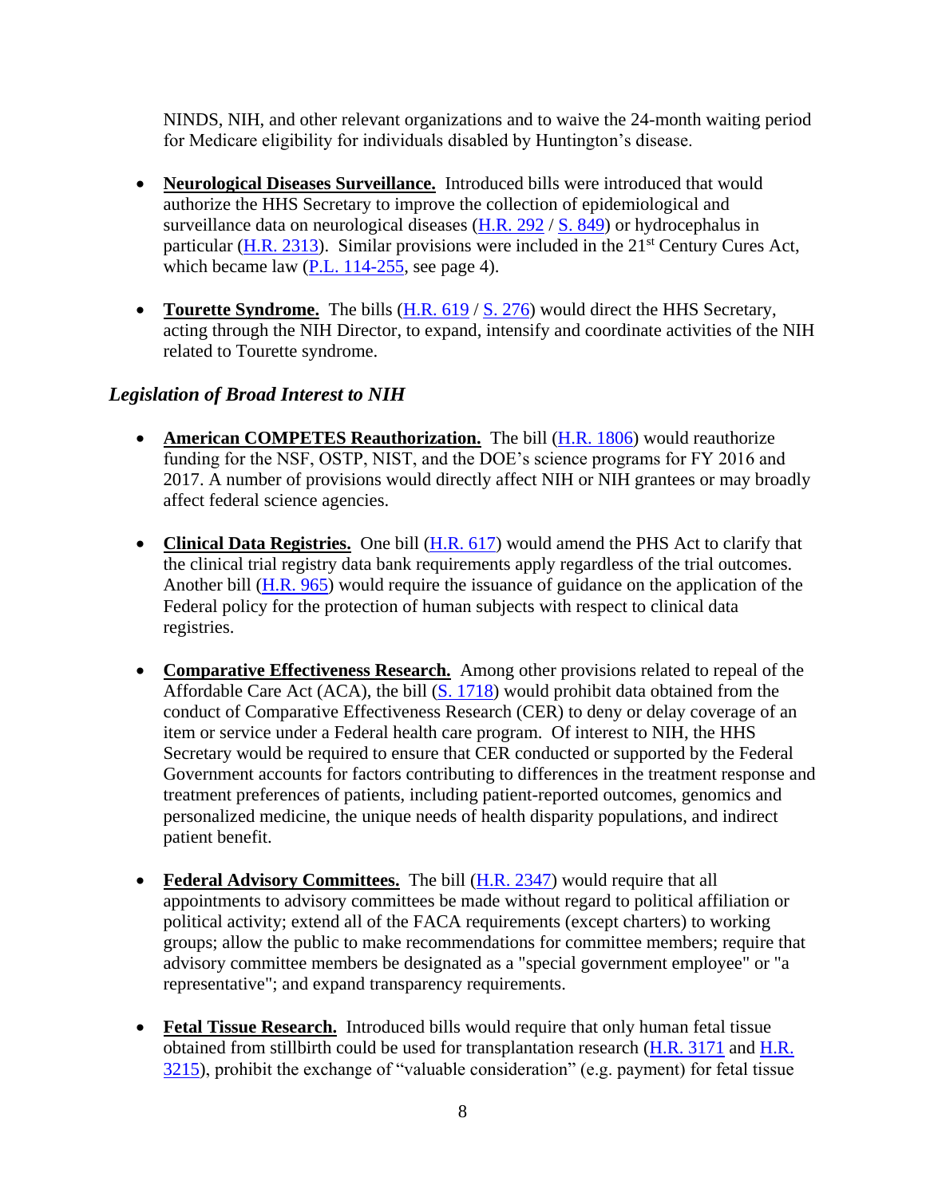NINDS, NIH, and other relevant organizations and to waive the 24-month waiting period for Medicare eligibility for individuals disabled by Huntington's disease.

- **Neurological Diseases Surveillance.** Introduced bills were introduced that would authorize the HHS Secretary to improve the collection of epidemiological and surveillance data on neurological diseases (H.R. 292 / S. 849) or hydrocephalus in particular (H.R. 2313). Similar provisions were included in the 21st Century Cures Act, which became law (P.L. 114-255, see page 4).

- **Tourette Syndrome.** The bills (H.R. 619 / S. 276) would direct the HHS Secretary, acting through the NIH Director, to expand, intensify and coordinate activities of the NIH related to Tourette syndrome.

### *Legislation of Broad Interest to NIH*

- **American COMPETES Reauthorization.** The bill (H.R. 1806) would reauthorize funding for the NSF, OSTP, NIST, and the DOE's science programs for FY 2016 and 2017. A number of provisions would directly affect NIH or NIH grantees or may broadly affect federal science agencies.

- **Clinical Data Registries.** One bill (H.R. 617) would amend the PHS Act to clarify that the clinical trial registry data bank requirements apply regardless of the trial outcomes. Another bill (H.R. 965) would require the issuance of guidance on the application of the Federal policy for the protection of human subjects with respect to clinical data registries.

- **Comparative Effectiveness Research.** Among other provisions related to repeal of the Affordable Care Act (ACA), the bill (S. 1718) would prohibit data obtained from the conduct of Comparative Effectiveness Research (CER) to deny or delay coverage of an item or service under a Federal health care program. Of interest to NIH, the HHS Secretary would be required to ensure that CER conducted or supported by the Federal Government accounts for factors contributing to differences in the treatment response and treatment preferences of patients, including patient-reported outcomes, genomics and personalized medicine, the unique needs of health disparity populations, and indirect patient benefit.

- **Federal Advisory Committees.** The bill (H.R. 2347) would require that all appointments to advisory committees be made without regard to political affiliation or political activity; extend all of the FACA requirements (except charters) to working groups; allow the public to make recommendations for committee members; require that advisory committee members be designated as a "special government employee" or "a representative"; and expand transparency requirements.

- **Fetal Tissue Research.** Introduced bills would require that only human fetal tissue obtained from stillbirth could be used for transplantation research (H.R. 3171 and H.R. 3215), prohibit the exchange of "valuable consideration" (e.g. payment) for fetal tissue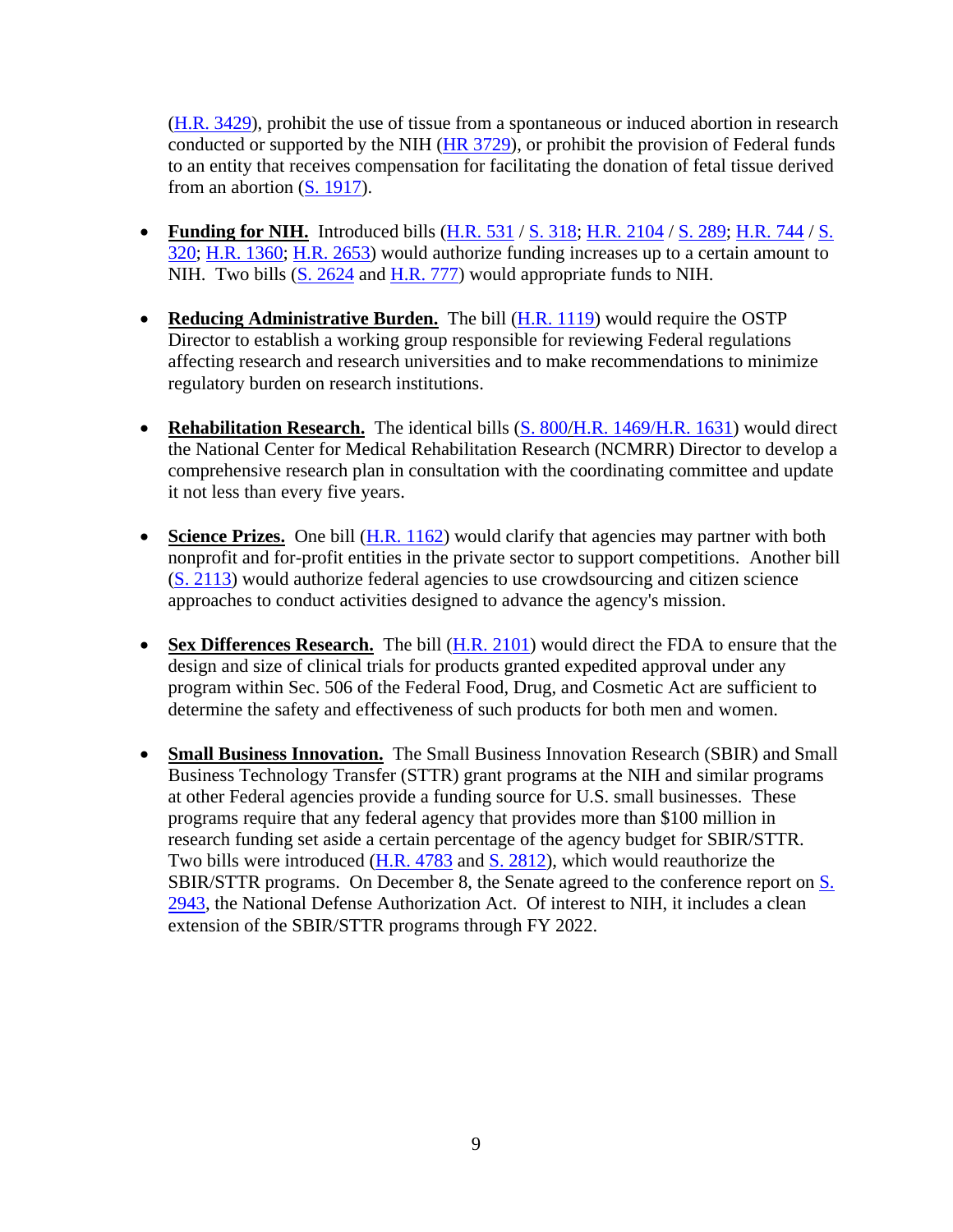(H.R. 3429), prohibit the use of tissue from a spontaneous or induced abortion in research conducted or supported by the NIH (HR 3729), or prohibit the provision of Federal funds to an entity that receives compensation for facilitating the donation of fetal tissue derived from an abortion (S. 1917).

- **Funding for NIH.** Introduced bills (H.R. 531 / S. 318; H.R. 2104 / S. 289; H.R. 744 / S. 320; H.R. 1360; H.R. 2653) would authorize funding increases up to a certain amount to NIH. Two bills (S. 2624 and H.R. 777) would appropriate funds to NIH.

- **Reducing Administrative Burden.** The bill (H.R. 1119) would require the OSTP Director to establish a working group responsible for reviewing Federal regulations affecting research and research universities and to make recommendations to minimize regulatory burden on research institutions.

- **Rehabilitation Research.** The identical bills (S. 800/H.R. 1469/H.R. 1631) would direct the National Center for Medical Rehabilitation Research (NCMRR) Director to develop a comprehensive research plan in consultation with the coordinating committee and update it not less than every five years.

- **Science Prizes.** One bill (H.R. 1162) would clarify that agencies may partner with both nonprofit and for-profit entities in the private sector to support competitions. Another bill (S. 2113) would authorize federal agencies to use crowdsourcing and citizen science approaches to conduct activities designed to advance the agency's mission.

- **Sex Differences Research.** The bill (H.R. 2101) would direct the FDA to ensure that the design and size of clinical trials for products granted expedited approval under any program within Sec. 506 of the Federal Food, Drug, and Cosmetic Act are sufficient to determine the safety and effectiveness of such products for both men and women.

- **Small Business Innovation.** The Small Business Innovation Research (SBIR) and Small Business Technology Transfer (STTR) grant programs at the NIH and similar programs at other Federal agencies provide a funding source for U.S. small businesses. These programs require that any federal agency that provides more than $100 million in research funding set aside a certain percentage of the agency budget for SBIR/STTR. Two bills were introduced (H.R. 4783 and S. 2812), which would reauthorize the SBIR/STTR programs. On December 8, the Senate agreed to the conference report on S. 2943, the National Defense Authorization Act. Of interest to NIH, it includes a clean extension of the SBIR/STTR programs through FY 2022.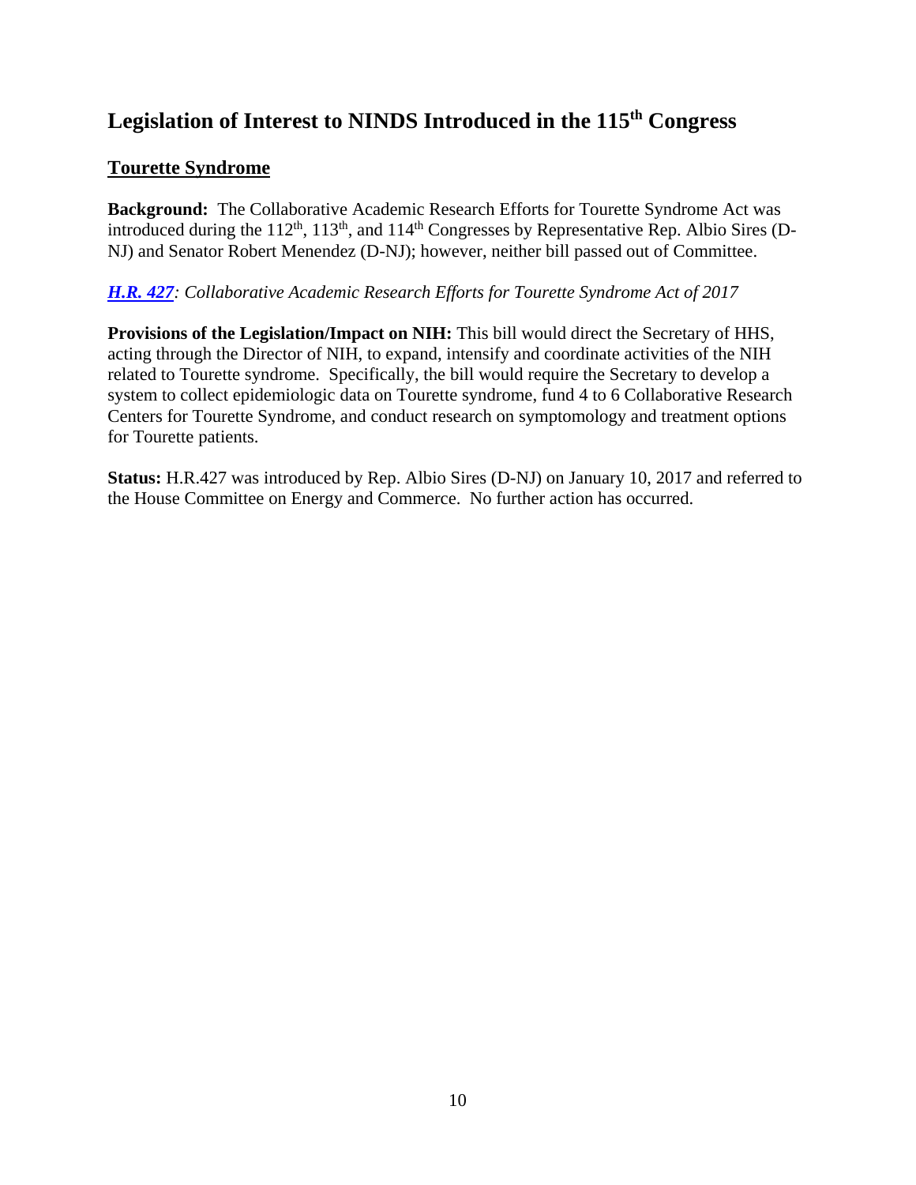# Legislation of Interest to NINDS Introduced in the 115th Congress

## Tourette Syndrome

**Background:** The Collaborative Academic Research Efforts for Tourette Syndrome Act was introduced during the 112th, 113th, and 114th Congresses by Representative Rep. Albio Sires (D-NJ) and Senator Robert Menendez (D-NJ); however, neither bill passed out of Committee.

***H.R. 427**: Collaborative Academic Research Efforts for Tourette Syndrome Act of 2017*

**Provisions of the Legislation/Impact on NIH:** This bill would direct the Secretary of HHS, acting through the Director of NIH, to expand, intensify and coordinate activities of the NIH related to Tourette syndrome. Specifically, the bill would require the Secretary to develop a system to collect epidemiologic data on Tourette syndrome, fund 4 to 6 Collaborative Research Centers for Tourette Syndrome, and conduct research on symptomology and treatment options for Tourette patients.

**Status:** H.R.427 was introduced by Rep. Albio Sires (D-NJ) on January 10, 2017 and referred to the House Committee on Energy and Commerce. No further action has occurred.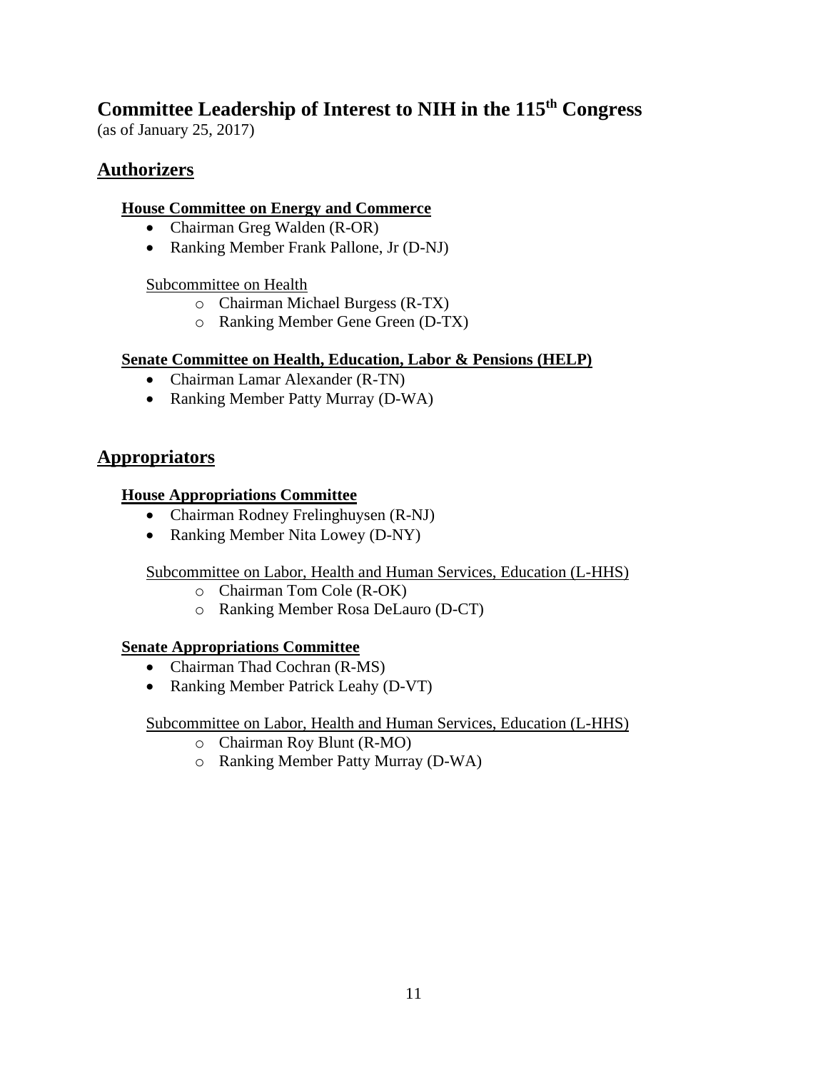# Committee Leadership of Interest to NIH in the 115th Congress

(as of January 25, 2017)

## Authorizers

### House Committee on Energy and Commerce

- Chairman Greg Walden (R-OR)
- Ranking Member Frank Pallone, Jr (D-NJ)

Subcommittee on Health

- Chairman Michael Burgess (R-TX)
- Ranking Member Gene Green (D-TX)

### Senate Committee on Health, Education, Labor & Pensions (HELP)

- Chairman Lamar Alexander (R-TN)
- Ranking Member Patty Murray (D-WA)

## Appropriators

### House Appropriations Committee

- Chairman Rodney Frelinghuysen (R-NJ)
- Ranking Member Nita Lowey (D-NY)

Subcommittee on Labor, Health and Human Services, Education (L-HHS)

- Chairman Tom Cole (R-OK)
- Ranking Member Rosa DeLauro (D-CT)

### Senate Appropriations Committee

- Chairman Thad Cochran (R-MS)
- Ranking Member Patrick Leahy (D-VT)

Subcommittee on Labor, Health and Human Services, Education (L-HHS)

- Chairman Roy Blunt (R-MO)
- Ranking Member Patty Murray (D-WA)